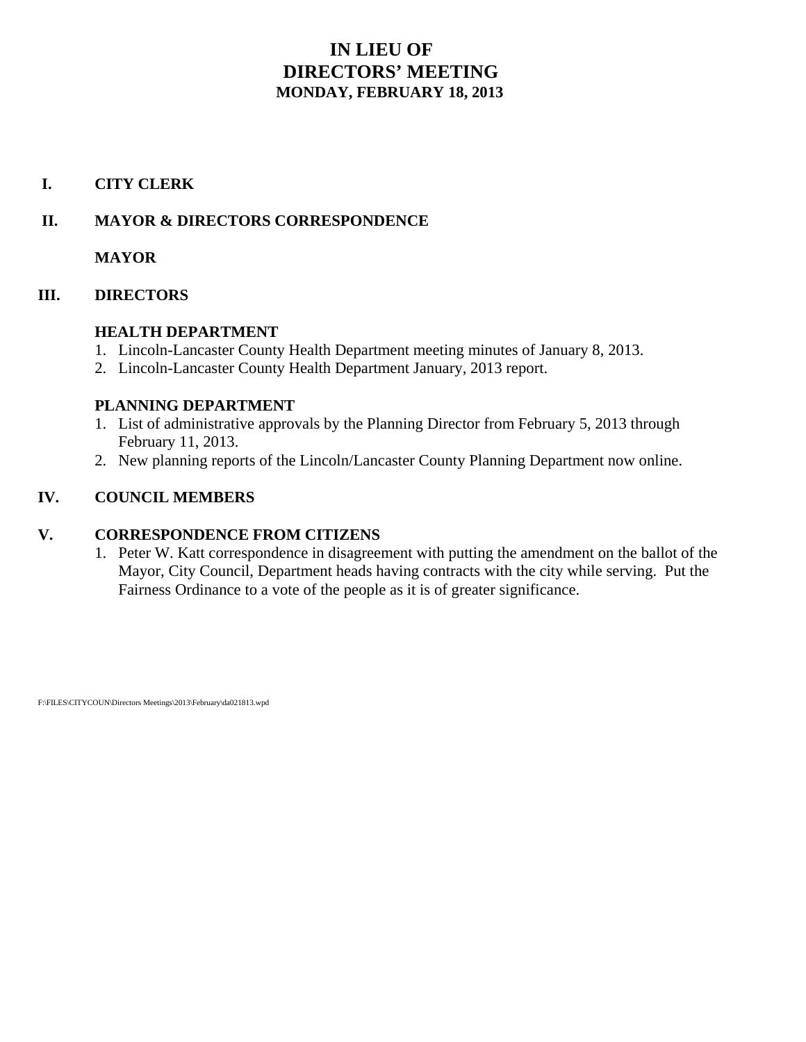# IN LIEU OF DIRECTORS' MEETING

## MONDAY, FEBRUARY 18, 2013

**I. CITY CLERK**

**II. MAYOR & DIRECTORS CORRESPONDENCE**

**MAYOR**

**III. DIRECTORS**

**HEALTH DEPARTMENT**

1. Lincoln-Lancaster County Health Department meeting minutes of January 8, 2013.
2. Lincoln-Lancaster County Health Department January, 2013 report.

**PLANNING DEPARTMENT**

1. List of administrative approvals by the Planning Director from February 5, 2013 through February 11, 2013.
2. New planning reports of the Lincoln/Lancaster County Planning Department now online.

**IV. COUNCIL MEMBERS**

**V. CORRESPONDENCE FROM CITIZENS**

1. Peter W. Katt correspondence in disagreement with putting the amendment on the ballot of the Mayor, City Council, Department heads having contracts with the city while serving. Put the Fairness Ordinance to a vote of the people as it is of greater significance.

F:\FILES\CITYCOUN\Directors Meetings\2013\February\da021813.wpd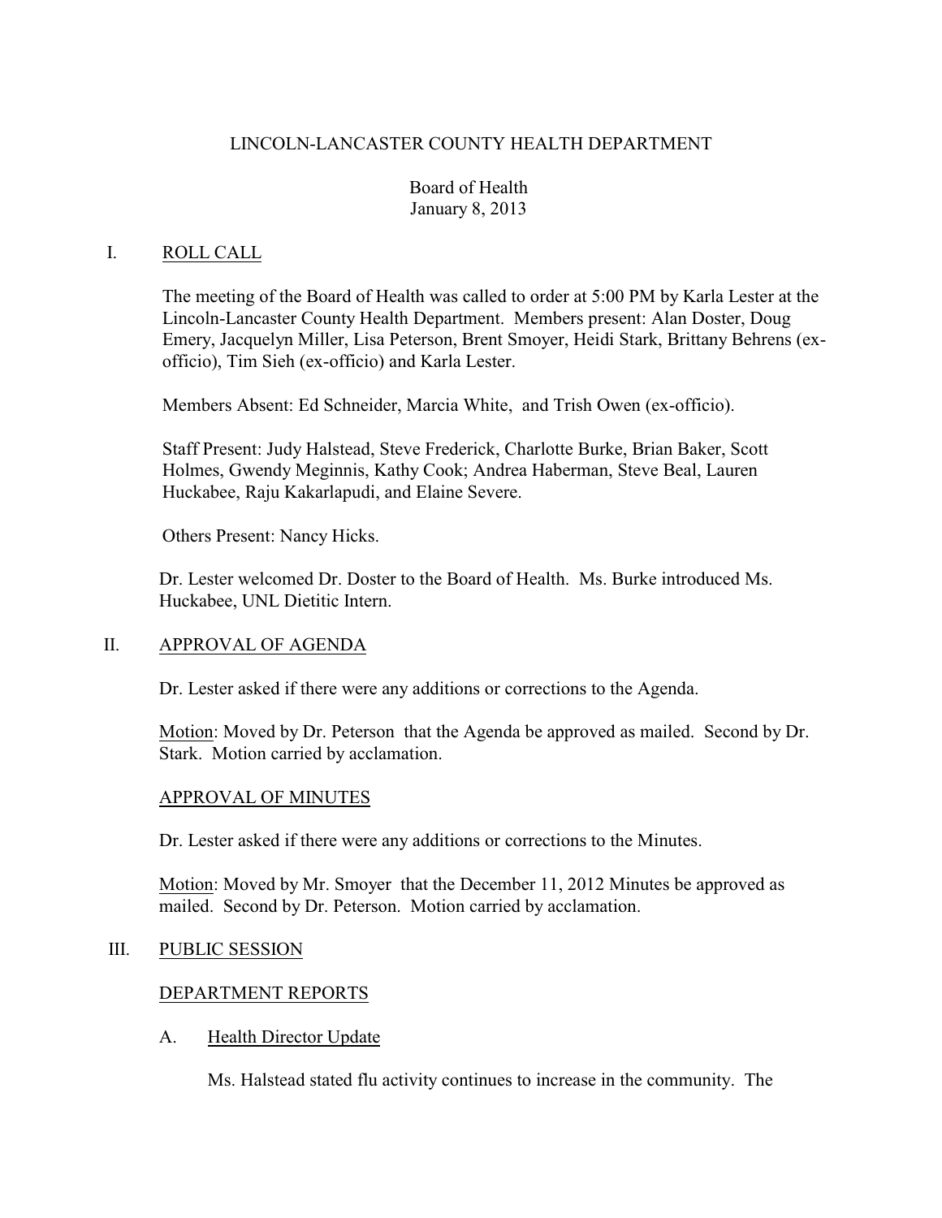LINCOLN-LANCASTER COUNTY HEALTH DEPARTMENT

Board of Health
January 8, 2013

## I. ROLL CALL

The meeting of the Board of Health was called to order at 5:00 PM by Karla Lester at the Lincoln-Lancaster County Health Department. Members present: Alan Doster, Doug Emery, Jacquelyn Miller, Lisa Peterson, Brent Smoyer, Heidi Stark, Brittany Behrens (ex-officio), Tim Sieh (ex-officio) and Karla Lester.

Members Absent: Ed Schneider, Marcia White, and Trish Owen (ex-officio).

Staff Present: Judy Halstead, Steve Frederick, Charlotte Burke, Brian Baker, Scott Holmes, Gwendy Meginnis, Kathy Cook; Andrea Haberman, Steve Beal, Lauren Huckabee, Raju Kakarlapudi, and Elaine Severe.

Others Present: Nancy Hicks.

Dr. Lester welcomed Dr. Doster to the Board of Health. Ms. Burke introduced Ms. Huckabee, UNL Dietitic Intern.

## II. APPROVAL OF AGENDA

Dr. Lester asked if there were any additions or corrections to the Agenda.

Motion: Moved by Dr. Peterson that the Agenda be approved as mailed. Second by Dr. Stark. Motion carried by acclamation.

### APPROVAL OF MINUTES

Dr. Lester asked if there were any additions or corrections to the Minutes.

Motion: Moved by Mr. Smoyer that the December 11, 2012 Minutes be approved as mailed. Second by Dr. Peterson. Motion carried by acclamation.

## III. PUBLIC SESSION

### DEPARTMENT REPORTS

### A. Health Director Update

Ms. Halstead stated flu activity continues to increase in the community. The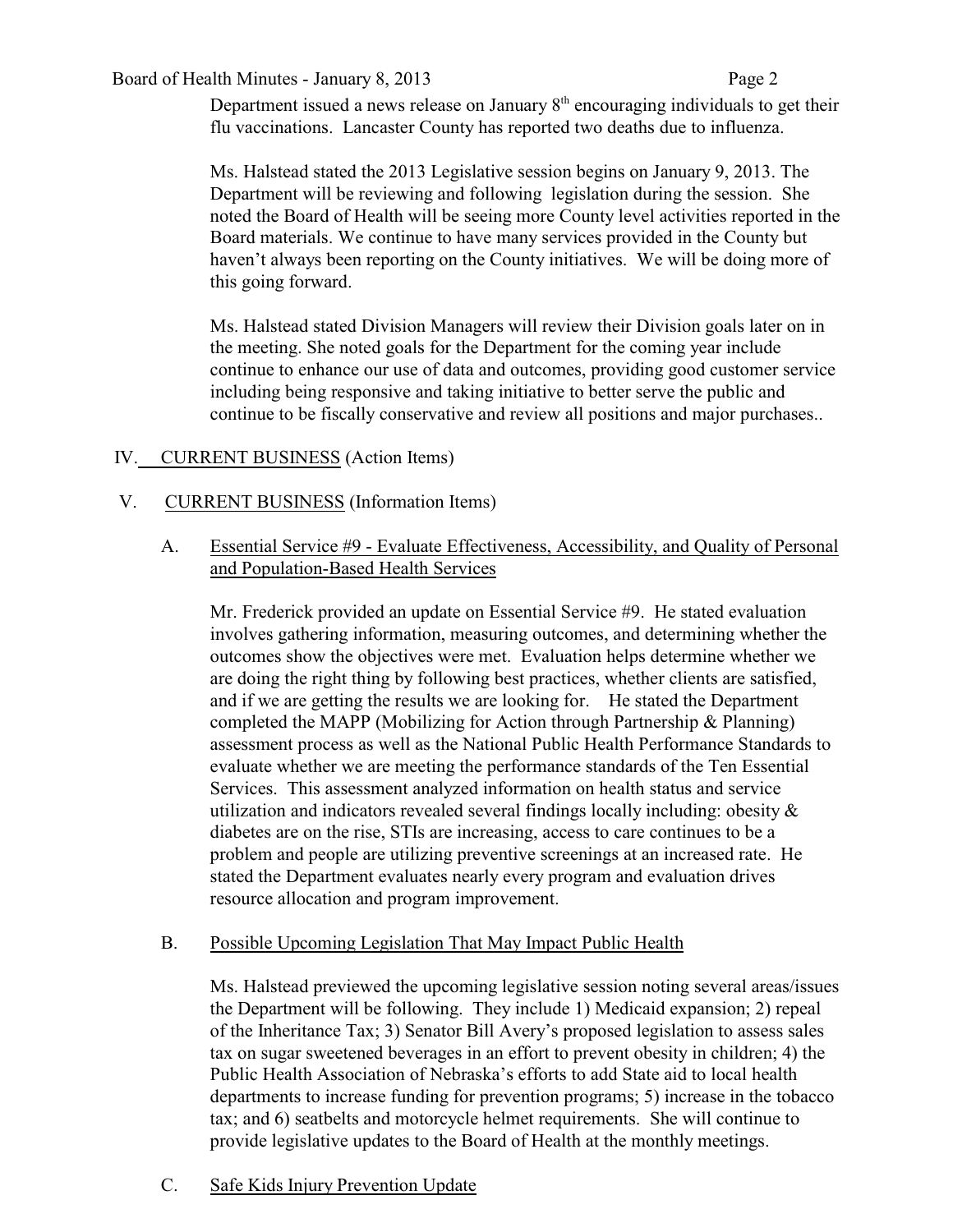Department issued a news release on January 8th encouraging individuals to get their flu vaccinations. Lancaster County has reported two deaths due to influenza.

Ms. Halstead stated the 2013 Legislative session begins on January 9, 2013. The Department will be reviewing and following legislation during the session. She noted the Board of Health will be seeing more County level activities reported in the Board materials. We continue to have many services provided in the County but haven't always been reporting on the County initiatives. We will be doing more of this going forward.

Ms. Halstead stated Division Managers will review their Division goals later on in the meeting. She noted goals for the Department for the coming year include continue to enhance our use of data and outcomes, providing good customer service including being responsive and taking initiative to better serve the public and continue to be fiscally conservative and review all positions and major purchases..

## IV. CURRENT BUSINESS (Action Items)

## V. CURRENT BUSINESS (Information Items)

### A. Essential Service #9 - Evaluate Effectiveness, Accessibility, and Quality of Personal and Population-Based Health Services

Mr. Frederick provided an update on Essential Service #9. He stated evaluation involves gathering information, measuring outcomes, and determining whether the outcomes show the objectives were met. Evaluation helps determine whether we are doing the right thing by following best practices, whether clients are satisfied, and if we are getting the results we are looking for. He stated the Department completed the MAPP (Mobilizing for Action through Partnership & Planning) assessment process as well as the National Public Health Performance Standards to evaluate whether we are meeting the performance standards of the Ten Essential Services. This assessment analyzed information on health status and service utilization and indicators revealed several findings locally including: obesity & diabetes are on the rise, STIs are increasing, access to care continues to be a problem and people are utilizing preventive screenings at an increased rate. He stated the Department evaluates nearly every program and evaluation drives resource allocation and program improvement.

### B. Possible Upcoming Legislation That May Impact Public Health

Ms. Halstead previewed the upcoming legislative session noting several areas/issues the Department will be following. They include 1) Medicaid expansion; 2) repeal of the Inheritance Tax; 3) Senator Bill Avery's proposed legislation to assess sales tax on sugar sweetened beverages in an effort to prevent obesity in children; 4) the Public Health Association of Nebraska's efforts to add State aid to local health departments to increase funding for prevention programs; 5) increase in the tobacco tax; and 6) seatbelts and motorcycle helmet requirements. She will continue to provide legislative updates to the Board of Health at the monthly meetings.

### C. Safe Kids Injury Prevention Update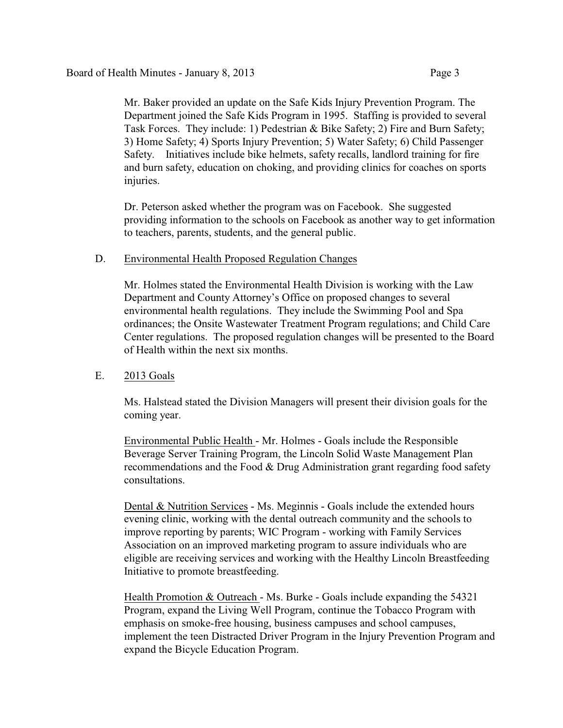Mr. Baker provided an update on the Safe Kids Injury Prevention Program. The Department joined the Safe Kids Program in 1995. Staffing is provided to several Task Forces. They include: 1) Pedestrian & Bike Safety; 2) Fire and Burn Safety; 3) Home Safety; 4) Sports Injury Prevention; 5) Water Safety; 6) Child Passenger Safety. Initiatives include bike helmets, safety recalls, landlord training for fire and burn safety, education on choking, and providing clinics for coaches on sports injuries.

Dr. Peterson asked whether the program was on Facebook. She suggested providing information to the schools on Facebook as another way to get information to teachers, parents, students, and the general public.

D. Environmental Health Proposed Regulation Changes

Mr. Holmes stated the Environmental Health Division is working with the Law Department and County Attorney's Office on proposed changes to several environmental health regulations. They include the Swimming Pool and Spa ordinances; the Onsite Wastewater Treatment Program regulations; and Child Care Center regulations. The proposed regulation changes will be presented to the Board of Health within the next six months.

E. 2013 Goals

Ms. Halstead stated the Division Managers will present their division goals for the coming year.

Environmental Public Health - Mr. Holmes - Goals include the Responsible Beverage Server Training Program, the Lincoln Solid Waste Management Plan recommendations and the Food & Drug Administration grant regarding food safety consultations.

Dental & Nutrition Services - Ms. Meginnis - Goals include the extended hours evening clinic, working with the dental outreach community and the schools to improve reporting by parents; WIC Program - working with Family Services Association on an improved marketing program to assure individuals who are eligible are receiving services and working with the Healthy Lincoln Breastfeeding Initiative to promote breastfeeding.

Health Promotion & Outreach - Ms. Burke - Goals include expanding the 54321 Program, expand the Living Well Program, continue the Tobacco Program with emphasis on smoke-free housing, business campuses and school campuses, implement the teen Distracted Driver Program in the Injury Prevention Program and expand the Bicycle Education Program.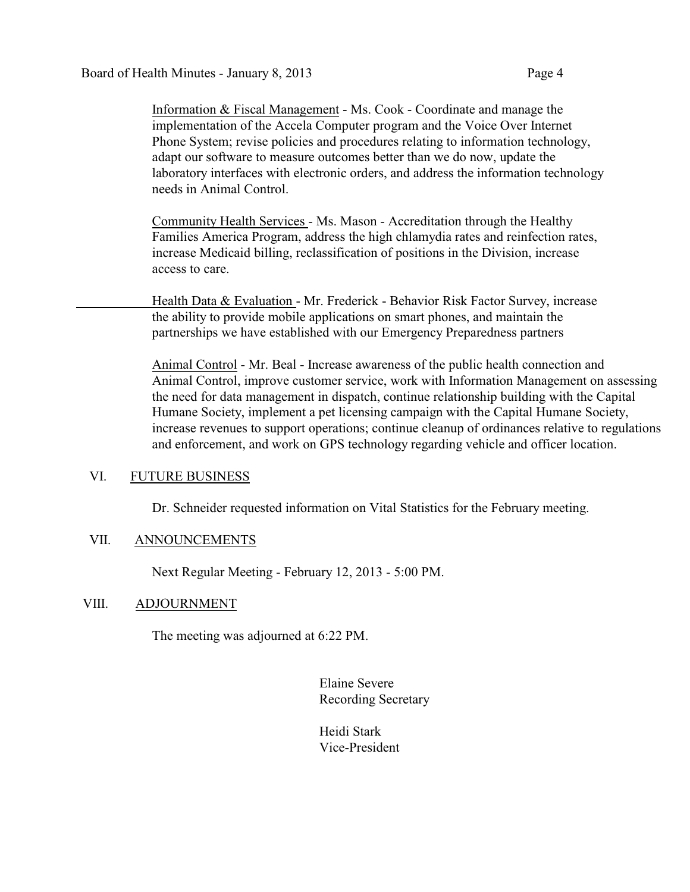Information & Fiscal Management - Ms. Cook - Coordinate and manage the implementation of the Accela Computer program and the Voice Over Internet Phone System; revise policies and procedures relating to information technology, adapt our software to measure outcomes better than we do now, update the laboratory interfaces with electronic orders, and address the information technology needs in Animal Control.

Community Health Services - Ms. Mason - Accreditation through the Healthy Families America Program, address the high chlamydia rates and reinfection rates, increase Medicaid billing, reclassification of positions in the Division, increase access to care.

Health Data & Evaluation - Mr. Frederick - Behavior Risk Factor Survey, increase the ability to provide mobile applications on smart phones, and maintain the partnerships we have established with our Emergency Preparedness partners

Animal Control - Mr. Beal - Increase awareness of the public health connection and Animal Control, improve customer service, work with Information Management on assessing the need for data management in dispatch, continue relationship building with the Capital Humane Society, implement a pet licensing campaign with the Capital Humane Society, increase revenues to support operations; continue cleanup of ordinances relative to regulations and enforcement, and work on GPS technology regarding vehicle and officer location.

## VI. FUTURE BUSINESS

Dr. Schneider requested information on Vital Statistics for the February meeting.

## VII. ANNOUNCEMENTS

Next Regular Meeting - February 12, 2013 - 5:00 PM.

## VIII. ADJOURNMENT

The meeting was adjourned at 6:22 PM.

Elaine Severe
Recording Secretary

Heidi Stark
Vice-President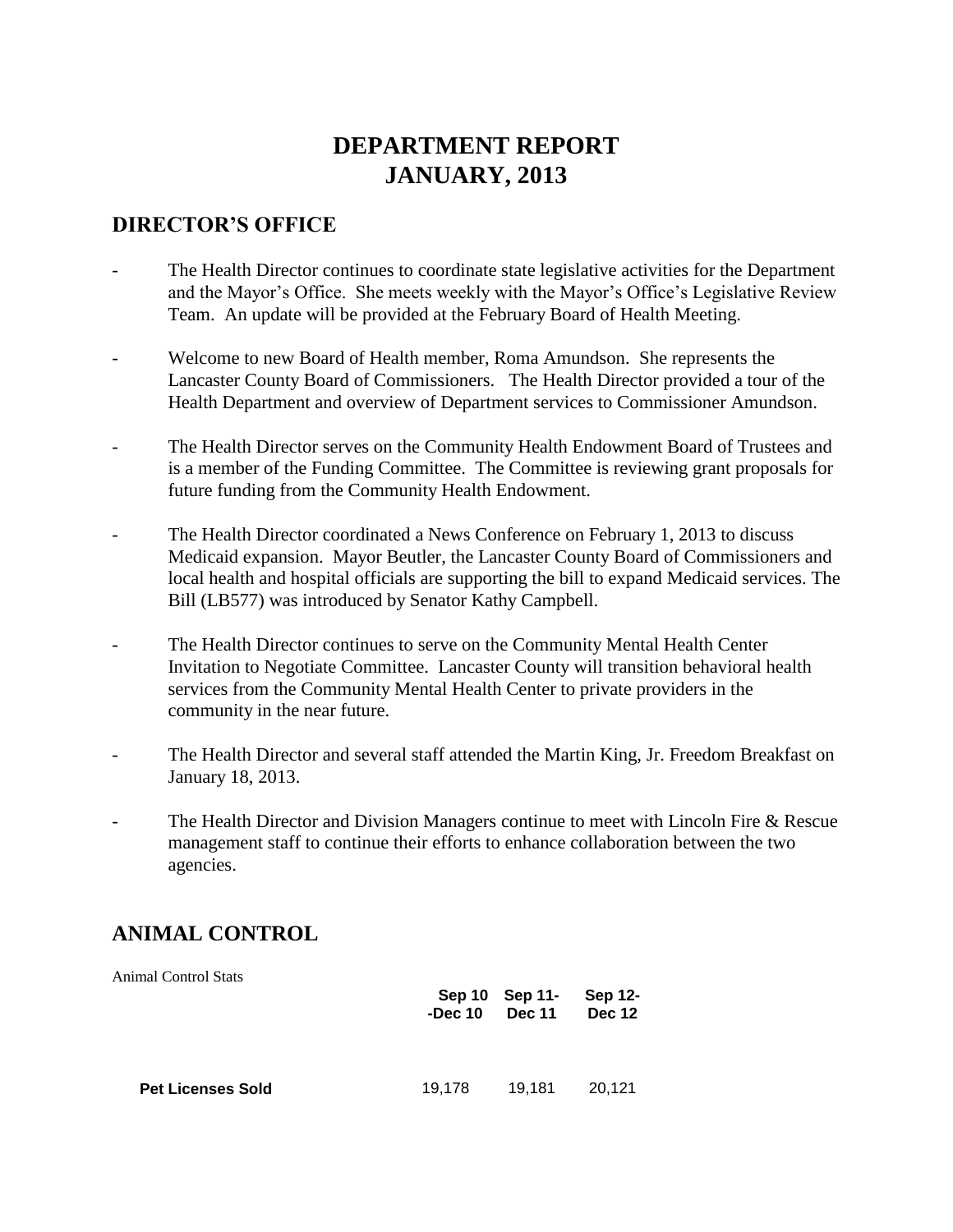# DEPARTMENT REPORT
# JANUARY, 2013

## DIRECTOR'S OFFICE

- The Health Director continues to coordinate state legislative activities for the Department and the Mayor's Office. She meets weekly with the Mayor's Office's Legislative Review Team. An update will be provided at the February Board of Health Meeting.

- Welcome to new Board of Health member, Roma Amundson. She represents the Lancaster County Board of Commissioners. The Health Director provided a tour of the Health Department and overview of Department services to Commissioner Amundson.

- The Health Director serves on the Community Health Endowment Board of Trustees and is a member of the Funding Committee. The Committee is reviewing grant proposals for future funding from the Community Health Endowment.

- The Health Director coordinated a News Conference on February 1, 2013 to discuss Medicaid expansion. Mayor Beutler, the Lancaster County Board of Commissioners and local health and hospital officials are supporting the bill to expand Medicaid services. The Bill (LB577) was introduced by Senator Kathy Campbell.

- The Health Director continues to serve on the Community Mental Health Center Invitation to Negotiate Committee. Lancaster County will transition behavioral health services from the Community Mental Health Center to private providers in the community in the near future.

- The Health Director and several staff attended the Martin King, Jr. Freedom Breakfast on January 18, 2013.

- The Health Director and Division Managers continue to meet with Lincoln Fire & Rescue management staff to continue their efforts to enhance collaboration between the two agencies.

## ANIMAL CONTROL

Animal Control Stats

| | Sep 10 -Dec 10 | Sep 11- Dec 11 | Sep 12- Dec 12 |
|---|---|---|---|
| **Pet Licenses Sold** | 19,178 | 19,181 | 20,121 |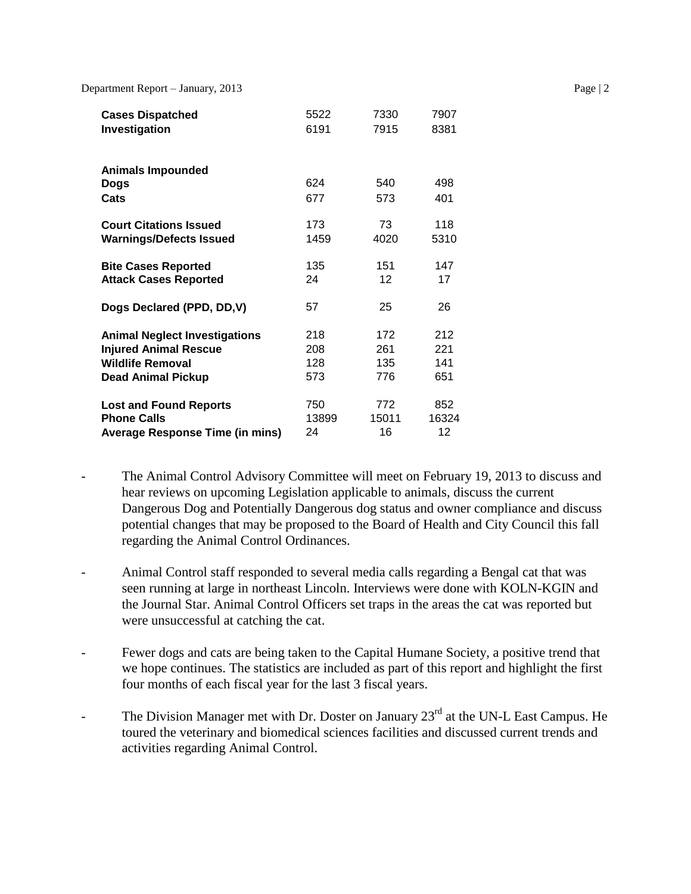| | | | |
|---|---|---|---|
| **Cases Dispatched** | 5522 | 7330 | 7907 |
| **Investigation** | 6191 | 7915 | 8381 |
| | | | |
| **Animals Impounded** | | | |
| **Dogs** | 624 | 540 | 498 |
| **Cats** | 677 | 573 | 401 |
| | | | |
| **Court Citations Issued** | 173 | 73 | 118 |
| **Warnings/Defects Issued** | 1459 | 4020 | 5310 |
| | | | |
| **Bite Cases Reported** | 135 | 151 | 147 |
| **Attack Cases Reported** | 24 | 12 | 17 |
| | | | |
| **Dogs Declared (PPD, DD,V)** | 57 | 25 | 26 |
| | | | |
| **Animal Neglect Investigations** | 218 | 172 | 212 |
| **Injured Animal Rescue** | 208 | 261 | 221 |
| **Wildlife Removal** | 128 | 135 | 141 |
| **Dead Animal Pickup** | 573 | 776 | 651 |
| | | | |
| **Lost and Found Reports** | 750 | 772 | 852 |
| **Phone Calls** | 13899 | 15011 | 16324 |
| **Average Response Time (in mins)** | 24 | 16 | 12 |

- The Animal Control Advisory Committee will meet on February 19, 2013 to discuss and hear reviews on upcoming Legislation applicable to animals, discuss the current Dangerous Dog and Potentially Dangerous dog status and owner compliance and discuss potential changes that may be proposed to the Board of Health and City Council this fall regarding the Animal Control Ordinances.

- Animal Control staff responded to several media calls regarding a Bengal cat that was seen running at large in northeast Lincoln. Interviews were done with KOLN-KGIN and the Journal Star. Animal Control Officers set traps in the areas the cat was reported but were unsuccessful at catching the cat.

- Fewer dogs and cats are being taken to the Capital Humane Society, a positive trend that we hope continues. The statistics are included as part of this report and highlight the first four months of each fiscal year for the last 3 fiscal years.

- The Division Manager met with Dr. Doster on January 23rd at the UN-L East Campus. He toured the veterinary and biomedical sciences facilities and discussed current trends and activities regarding Animal Control.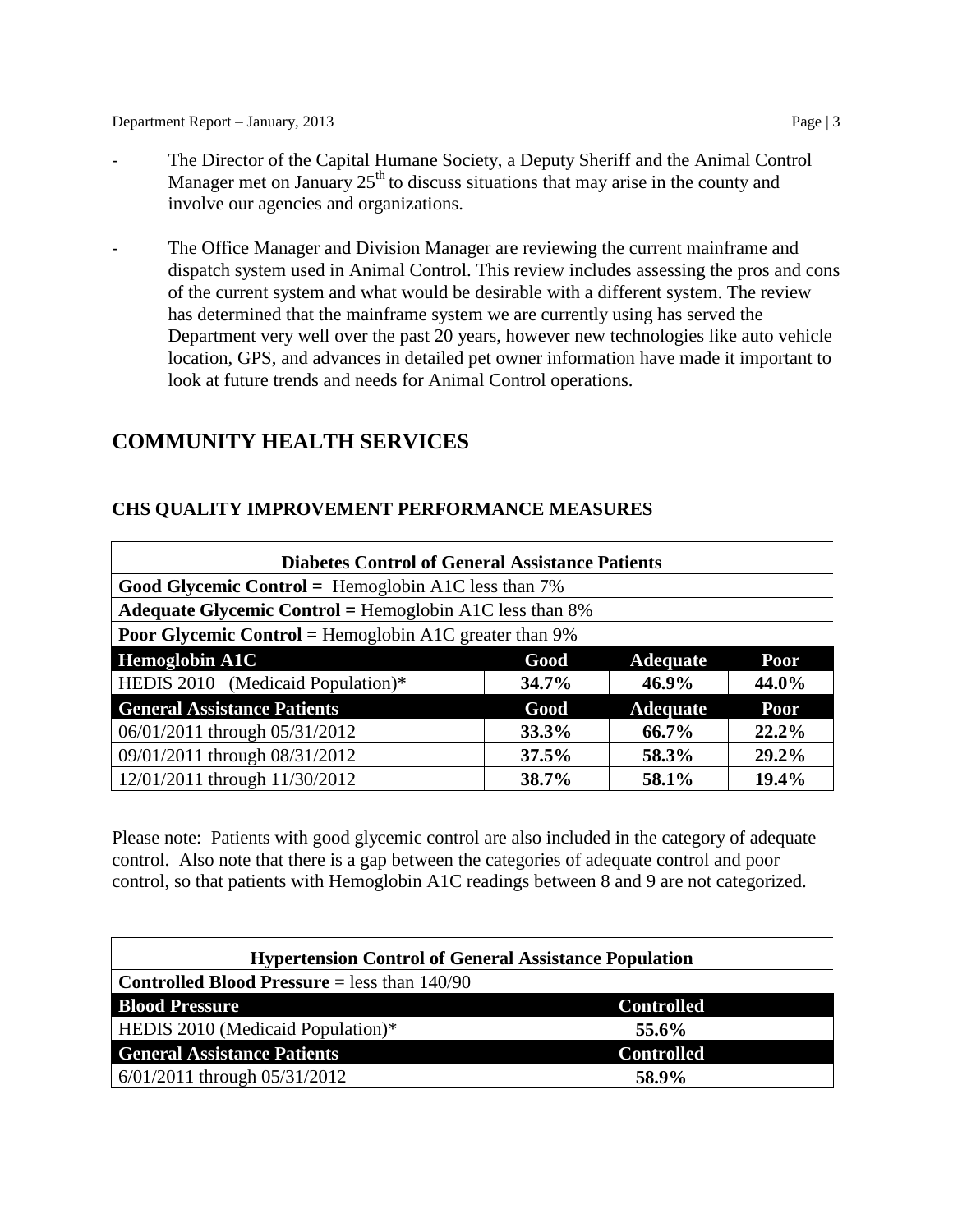- The Director of the Capital Humane Society, a Deputy Sheriff and the Animal Control Manager met on January 25th to discuss situations that may arise in the county and involve our agencies and organizations.

- The Office Manager and Division Manager are reviewing the current mainframe and dispatch system used in Animal Control. This review includes assessing the pros and cons of the current system and what would be desirable with a different system. The review has determined that the mainframe system we are currently using has served the Department very well over the past 20 years, however new technologies like auto vehicle location, GPS, and advances in detailed pet owner information have made it important to look at future trends and needs for Animal Control operations.

## COMMUNITY HEALTH SERVICES

### CHS QUALITY IMPROVEMENT PERFORMANCE MEASURES

| **Diabetes Control of General Assistance Patients** | | | |
|---|---|---|---|
| **Good Glycemic Control =** Hemoglobin A1C less than 7% | | | |
| **Adequate Glycemic Control =** Hemoglobin A1C less than 8% | | | |
| **Poor Glycemic Control =** Hemoglobin A1C greater than 9% | | | |
| **Hemoglobin A1C** | **Good** | **Adequate** | **Poor** |
| HEDIS 2010 (Medicaid Population)* | **34.7%** | **46.9%** | **44.0%** |
| **General Assistance Patients** | **Good** | **Adequate** | **Poor** |
| 06/01/2011 through 05/31/2012 | **33.3%** | **66.7%** | **22.2%** |
| 09/01/2011 through 08/31/2012 | **37.5%** | **58.3%** | **29.2%** |
| 12/01/2011 through 11/30/2012 | **38.7%** | **58.1%** | **19.4%** |

Please note: Patients with good glycemic control are also included in the category of adequate control. Also note that there is a gap between the categories of adequate control and poor control, so that patients with Hemoglobin A1C readings between 8 and 9 are not categorized.

| **Hypertension Control of General Assistance Population** | |
|---|---|
| **Controlled Blood Pressure** = less than 140/90 | |
| **Blood Pressure** | **Controlled** |
| HEDIS 2010 (Medicaid Population)* | **55.6%** |
| **General Assistance Patients** | **Controlled** |
| 6/01/2011 through 05/31/2012 | **58.9%** |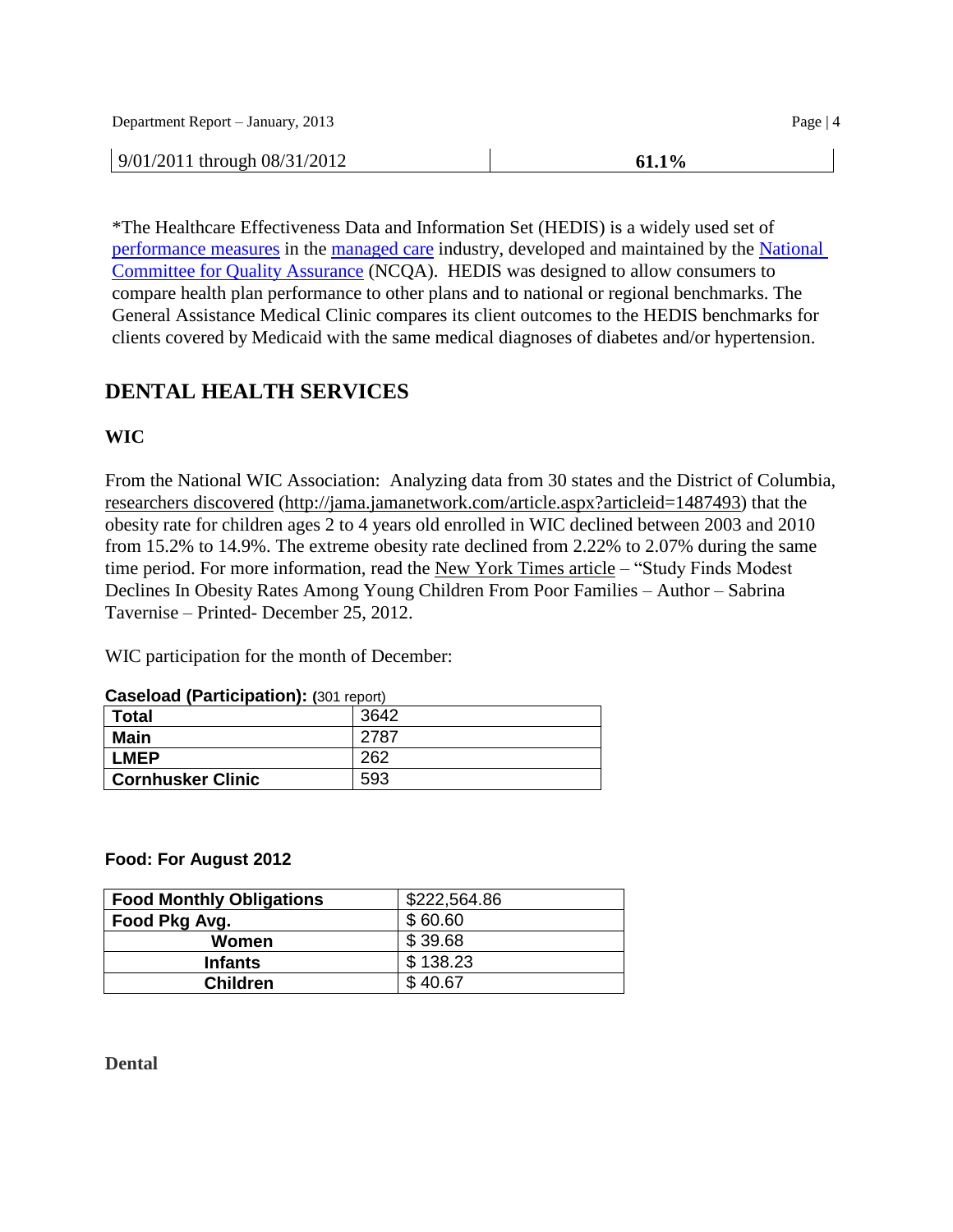| 9/01/2011 through 08/31/2012 | **61.1%** |
| --- | --- |

*The Healthcare Effectiveness Data and Information Set (HEDIS) is a widely used set of performance measures in the managed care industry, developed and maintained by the National Committee for Quality Assurance (NCQA). HEDIS was designed to allow consumers to compare health plan performance to other plans and to national or regional benchmarks. The General Assistance Medical Clinic compares its client outcomes to the HEDIS benchmarks for clients covered by Medicaid with the same medical diagnoses of diabetes and/or hypertension.

## DENTAL HEALTH SERVICES

### WIC

From the National WIC Association: Analyzing data from 30 states and the District of Columbia, researchers discovered (http://jama.jamanetwork.com/article.aspx?articleid=1487493) that the obesity rate for children ages 2 to 4 years old enrolled in WIC declined between 2003 and 2010 from 15.2% to 14.9%. The extreme obesity rate declined from 2.22% to 2.07% during the same time period. For more information, read the New York Times article – "Study Finds Modest Declines In Obesity Rates Among Young Children From Poor Families – Author – Sabrina Tavernise – Printed- December 25, 2012.

WIC participation for the month of December:

**Caseload (Participation): (**301 report)

| **Total** | 3642 |
| --- | --- |
| **Main** | 2787 |
| **LMEP** | 262 |
| **Cornhusker Clinic** | 593 |

**Food: For August 2012**

| **Food Monthly Obligations** | $222,564.86 |
| --- | --- |
| **Food Pkg Avg.** | $ 60.60 |
| **Women** | $ 39.68 |
| **Infants** | $ 138.23 |
| **Children** | $ 40.67 |

### Dental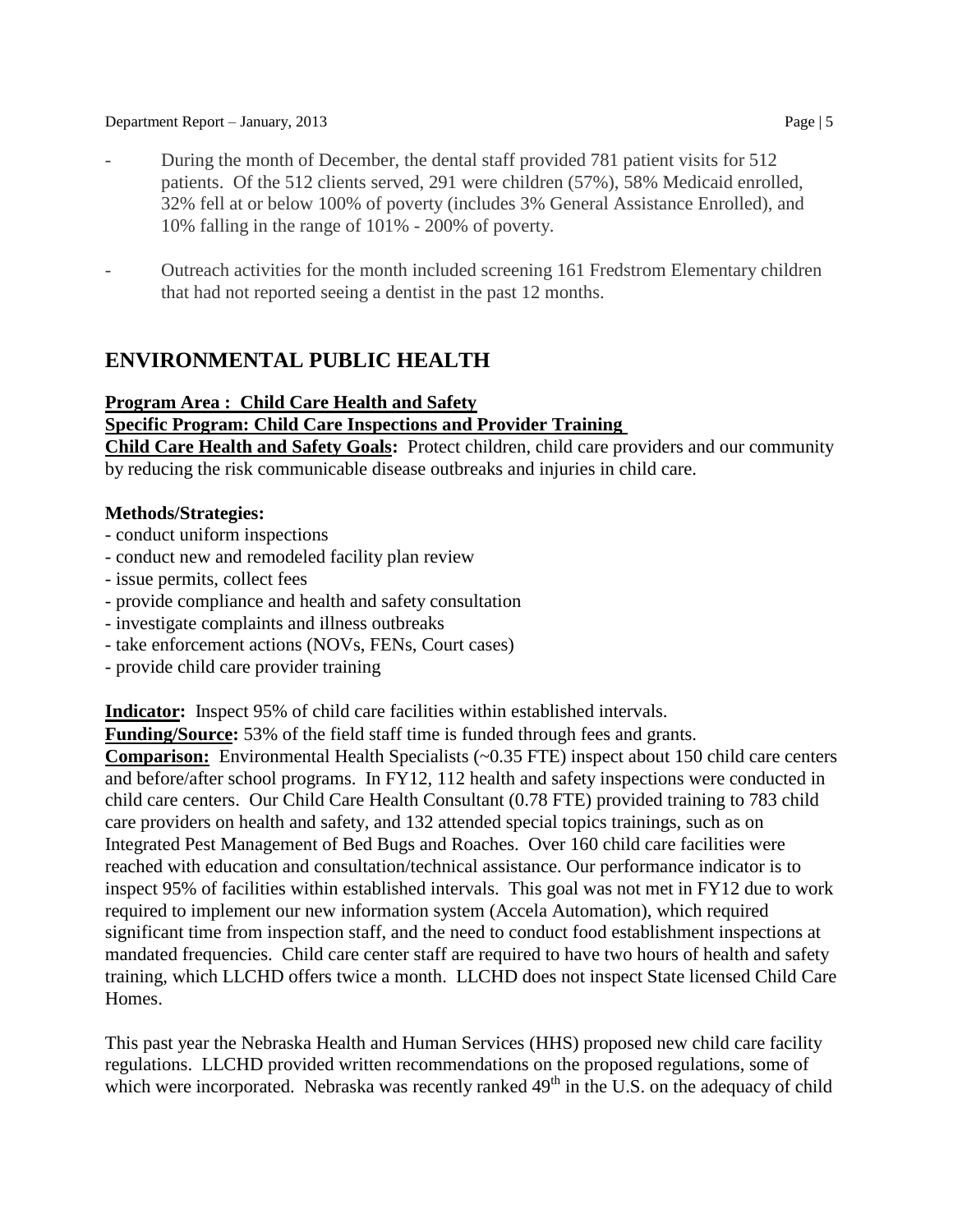- During the month of December, the dental staff provided 781 patient visits for 512 patients. Of the 512 clients served, 291 were children (57%), 58% Medicaid enrolled, 32% fell at or below 100% of poverty (includes 3% General Assistance Enrolled), and 10% falling in the range of 101% - 200% of poverty.

- Outreach activities for the month included screening 161 Fredstrom Elementary children that had not reported seeing a dentist in the past 12 months.

## ENVIRONMENTAL PUBLIC HEALTH

**Program Area : Child Care Health and Safety**

**Specific Program: Child Care Inspections and Provider Training**

**Child Care Health and Safety Goals:** Protect children, child care providers and our community by reducing the risk communicable disease outbreaks and injuries in child care.

**Methods/Strategies:**

- conduct uniform inspections
- conduct new and remodeled facility plan review
- issue permits, collect fees
- provide compliance and health and safety consultation
- investigate complaints and illness outbreaks
- take enforcement actions (NOVs, FENs, Court cases)
- provide child care provider training

**Indicator:** Inspect 95% of child care facilities within established intervals.

**Funding/Source:** 53% of the field staff time is funded through fees and grants.

**Comparison:** Environmental Health Specialists (~0.35 FTE) inspect about 150 child care centers and before/after school programs. In FY12, 112 health and safety inspections were conducted in child care centers. Our Child Care Health Consultant (0.78 FTE) provided training to 783 child care providers on health and safety, and 132 attended special topics trainings, such as on Integrated Pest Management of Bed Bugs and Roaches. Over 160 child care facilities were reached with education and consultation/technical assistance. Our performance indicator is to inspect 95% of facilities within established intervals. This goal was not met in FY12 due to work required to implement our new information system (Accela Automation), which required significant time from inspection staff, and the need to conduct food establishment inspections at mandated frequencies. Child care center staff are required to have two hours of health and safety training, which LLCHD offers twice a month. LLCHD does not inspect State licensed Child Care Homes.

This past year the Nebraska Health and Human Services (HHS) proposed new child care facility regulations. LLCHD provided written recommendations on the proposed regulations, some of which were incorporated. Nebraska was recently ranked 49th in the U.S. on the adequacy of child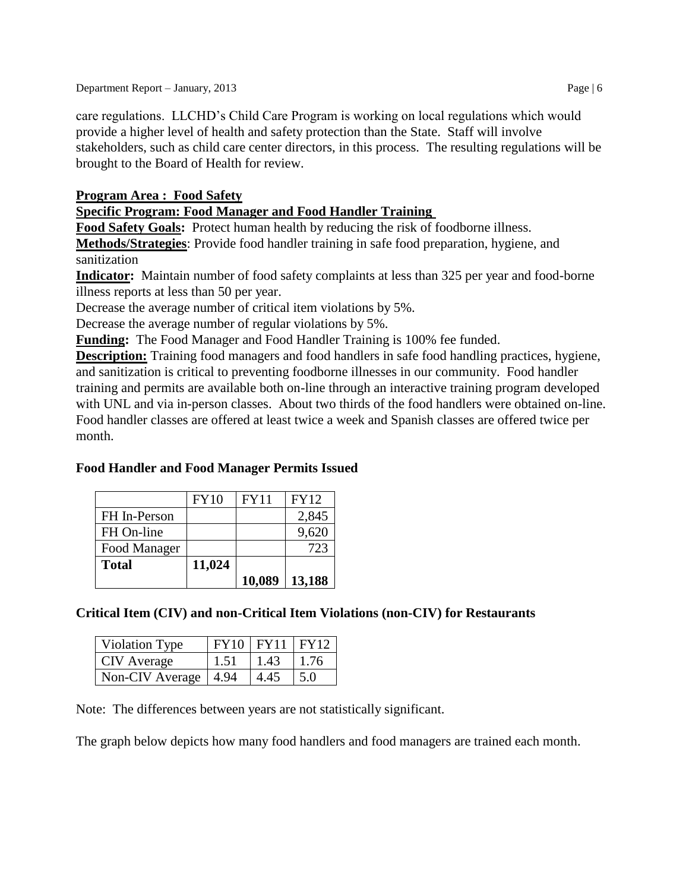care regulations. LLCHD's Child Care Program is working on local regulations which would provide a higher level of health and safety protection than the State. Staff will involve stakeholders, such as child care center directors, in this process. The resulting regulations will be brought to the Board of Health for review.

**Program Area : Food Safety**

**Specific Program: Food Manager and Food Handler Training**

**Food Safety Goals:** Protect human health by reducing the risk of foodborne illness.

**Methods/Strategies**: Provide food handler training in safe food preparation, hygiene, and sanitization

**Indicator:** Maintain number of food safety complaints at less than 325 per year and food-borne illness reports at less than 50 per year.

Decrease the average number of critical item violations by 5%.

Decrease the average number of regular violations by 5%.

**Funding:** The Food Manager and Food Handler Training is 100% fee funded.

**Description:** Training food managers and food handlers in safe food handling practices, hygiene, and sanitization is critical to preventing foodborne illnesses in our community. Food handler training and permits are available both on-line through an interactive training program developed with UNL and via in-person classes. About two thirds of the food handlers were obtained on-line. Food handler classes are offered at least twice a week and Spanish classes are offered twice per month.

**Food Handler and Food Manager Permits Issued**

| | FY10 | FY11 | FY12 |
|---|---|---|---|
| FH In-Person | | | 2,845 |
| FH On-line | | | 9,620 |
| Food Manager | | | 723 |
| **Total** | **11,024** | **10,089** | **13,188** |

**Critical Item (CIV) and non-Critical Item Violations (non-CIV) for Restaurants**

| Violation Type | FY10 | FY11 | FY12 |
|---|---|---|---|
| CIV Average | 1.51 | 1.43 | 1.76 |
| Non-CIV Average | 4.94 | 4.45 | 5.0 |

Note: The differences between years are not statistically significant.

The graph below depicts how many food handlers and food managers are trained each month.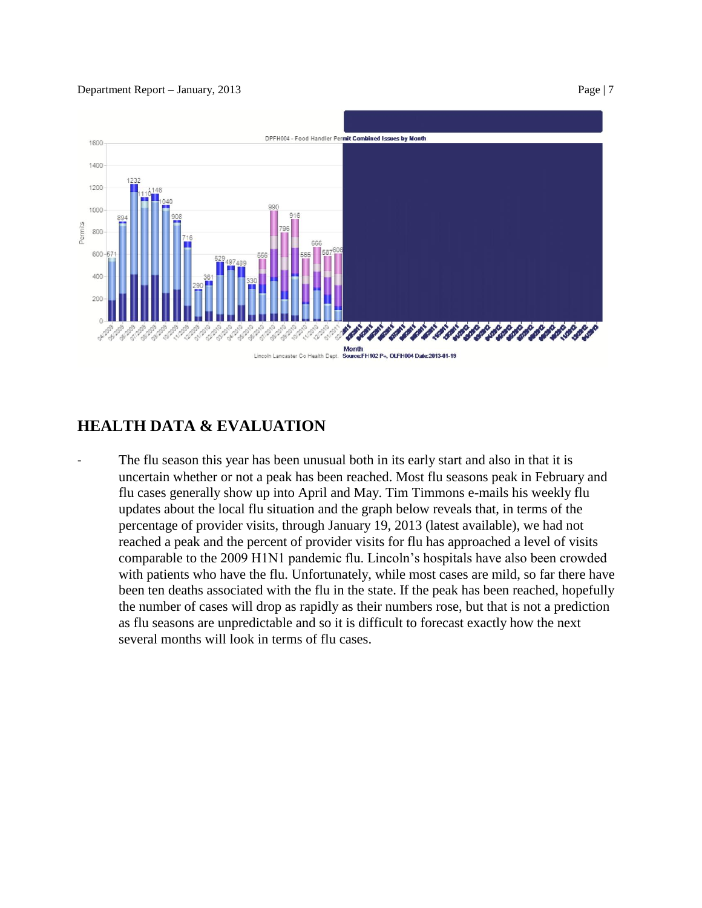## HEALTH DATA & EVALUATION

- The flu season this year has been unusual both in its early start and also in that it is uncertain whether or not a peak has been reached. Most flu seasons peak in February and flu cases generally show up into April and May. Tim Timmons e-mails his weekly flu updates about the local flu situation and the graph below reveals that, in terms of the percentage of provider visits, through January 19, 2013 (latest available), we had not reached a peak and the percent of provider visits for flu has approached a level of visits comparable to the 2009 H1N1 pandemic flu. Lincoln's hospitals have also been crowded with patients who have the flu. Unfortunately, while most cases are mild, so far there have been ten deaths associated with the flu in the state. If the peak has been reached, hopefully the number of cases will drop as rapidly as their numbers rose, but that is not a prediction as flu seasons are unpredictable and so it is difficult to forecast exactly how the next several months will look in terms of flu cases.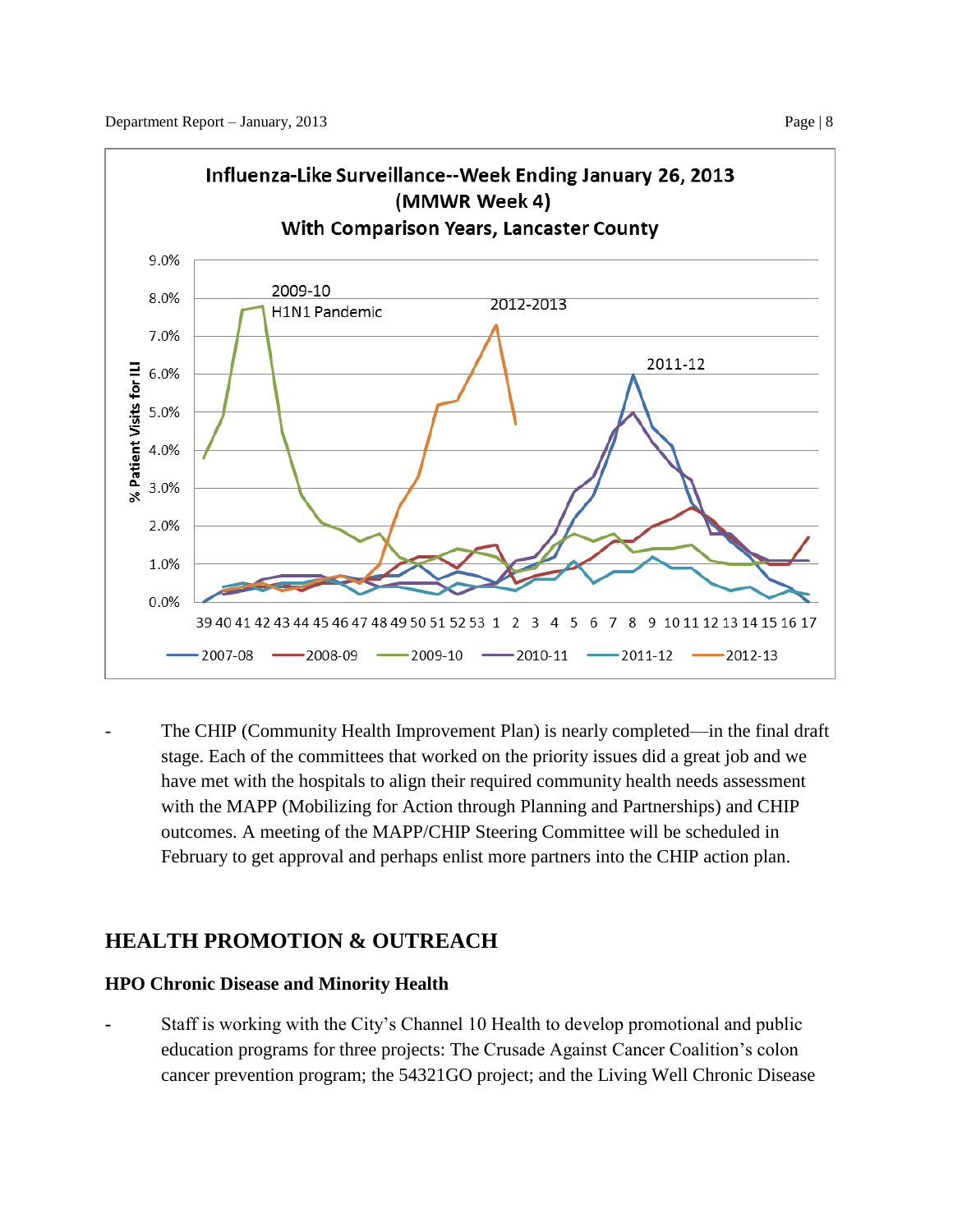**Influenza-Like Surveillance--Week Ending January 26, 2013 (MMWR Week 4) With Comparison Years, Lancaster County**

- The CHIP (Community Health Improvement Plan) is nearly completed—in the final draft stage. Each of the committees that worked on the priority issues did a great job and we have met with the hospitals to align their required community health needs assessment with the MAPP (Mobilizing for Action through Planning and Partnerships) and CHIP outcomes. A meeting of the MAPP/CHIP Steering Committee will be scheduled in February to get approval and perhaps enlist more partners into the CHIP action plan.

## HEALTH PROMOTION & OUTREACH

### HPO Chronic Disease and Minority Health

- Staff is working with the City's Channel 10 Health to develop promotional and public education programs for three projects: The Crusade Against Cancer Coalition's colon cancer prevention program; the 54321GO project; and the Living Well Chronic Disease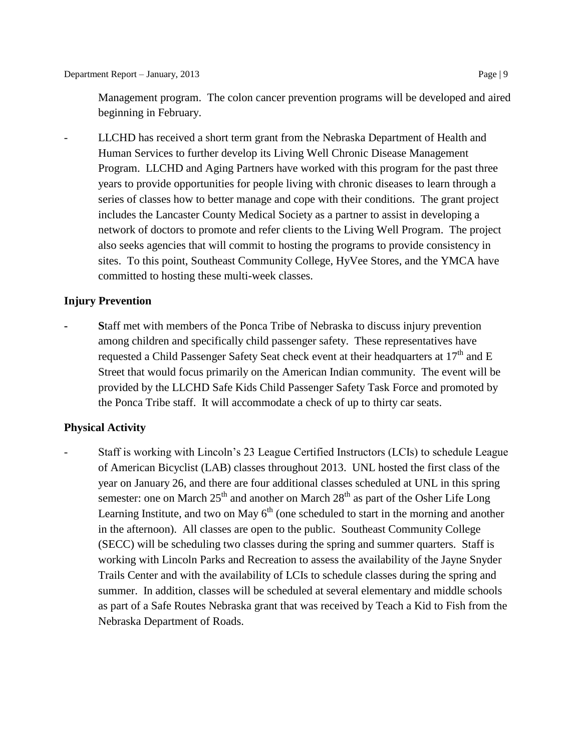Management program. The colon cancer prevention programs will be developed and aired beginning in February.

- LLCHD has received a short term grant from the Nebraska Department of Health and Human Services to further develop its Living Well Chronic Disease Management Program. LLCHD and Aging Partners have worked with this program for the past three years to provide opportunities for people living with chronic diseases to learn through a series of classes how to better manage and cope with their conditions. The grant project includes the Lancaster County Medical Society as a partner to assist in developing a network of doctors to promote and refer clients to the Living Well Program. The project also seeks agencies that will commit to hosting the programs to provide consistency in sites. To this point, Southeast Community College, HyVee Stores, and the YMCA have committed to hosting these multi-week classes.

**Injury Prevention**

- **S**taff met with members of the Ponca Tribe of Nebraska to discuss injury prevention among children and specifically child passenger safety. These representatives have requested a Child Passenger Safety Seat check event at their headquarters at 17th and E Street that would focus primarily on the American Indian community. The event will be provided by the LLCHD Safe Kids Child Passenger Safety Task Force and promoted by the Ponca Tribe staff. It will accommodate a check of up to thirty car seats.

**Physical Activity**

- Staff is working with Lincoln's 23 League Certified Instructors (LCIs) to schedule League of American Bicyclist (LAB) classes throughout 2013. UNL hosted the first class of the year on January 26, and there are four additional classes scheduled at UNL in this spring semester: one on March 25th and another on March 28th as part of the Osher Life Long Learning Institute, and two on May 6th (one scheduled to start in the morning and another in the afternoon). All classes are open to the public. Southeast Community College (SECC) will be scheduling two classes during the spring and summer quarters. Staff is working with Lincoln Parks and Recreation to assess the availability of the Jayne Snyder Trails Center and with the availability of LCIs to schedule classes during the spring and summer. In addition, classes will be scheduled at several elementary and middle schools as part of a Safe Routes Nebraska grant that was received by Teach a Kid to Fish from the Nebraska Department of Roads.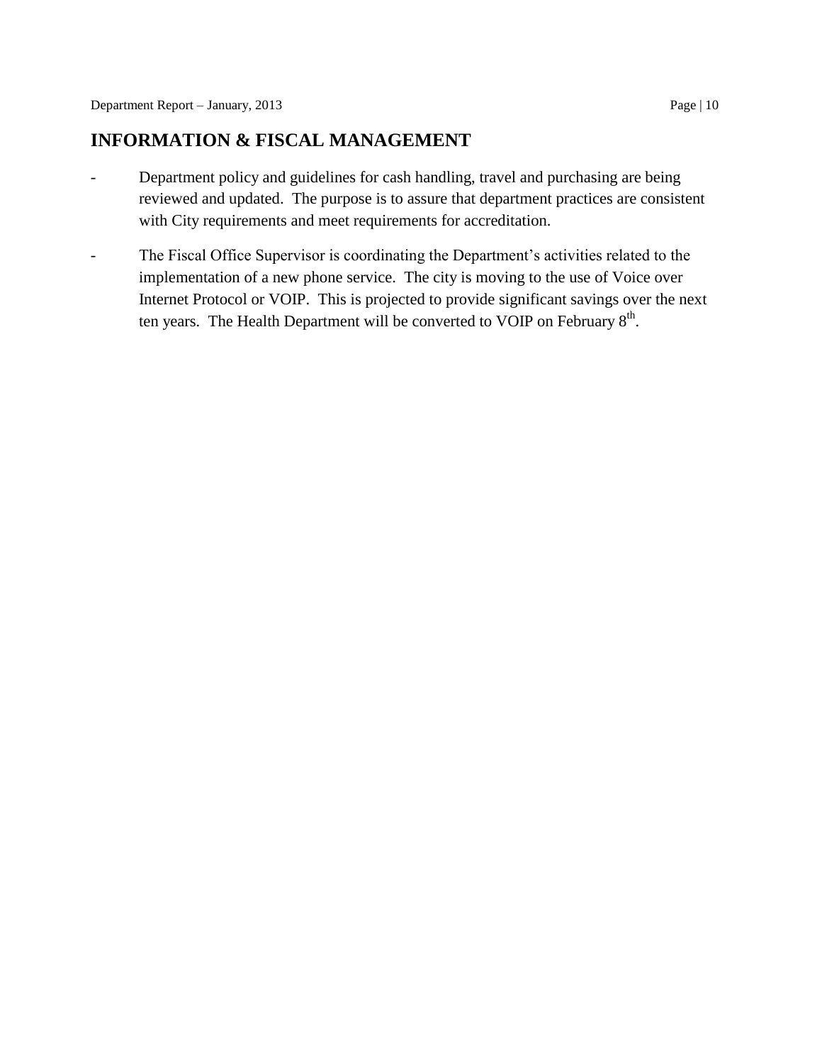## INFORMATION & FISCAL MANAGEMENT

- Department policy and guidelines for cash handling, travel and purchasing are being reviewed and updated. The purpose is to assure that department practices are consistent with City requirements and meet requirements for accreditation.
- The Fiscal Office Supervisor is coordinating the Department's activities related to the implementation of a new phone service. The city is moving to the use of Voice over Internet Protocol or VOIP. This is projected to provide significant savings over the next ten years. The Health Department will be converted to VOIP on February 8th.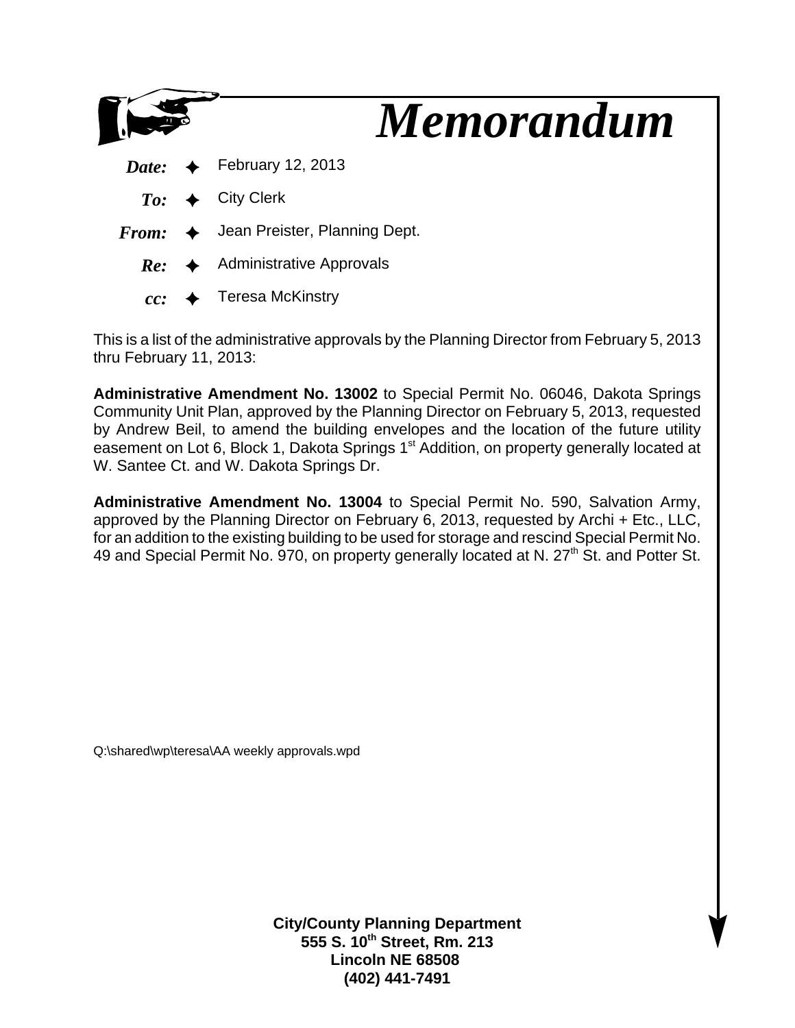# Memorandum

**Date:** ✦ February 12, 2013

**To:** ✦ City Clerk

**From:** ✦ Jean Preister, Planning Dept.

**Re:** ✦ Administrative Approvals

**cc:** ✦ Teresa McKinstry

This is a list of the administrative approvals by the Planning Director from February 5, 2013 thru February 11, 2013:

**Administrative Amendment No. 13002** to Special Permit No. 06046, Dakota Springs Community Unit Plan, approved by the Planning Director on February 5, 2013, requested by Andrew Beil, to amend the building envelopes and the location of the future utility easement on Lot 6, Block 1, Dakota Springs 1st Addition, on property generally located at W. Santee Ct. and W. Dakota Springs Dr.

**Administrative Amendment No. 13004** to Special Permit No. 590, Salvation Army, approved by the Planning Director on February 6, 2013, requested by Archi + Etc., LLC, for an addition to the existing building to be used for storage and rescind Special Permit No. 49 and Special Permit No. 970, on property generally located at N. 27th St. and Potter St.

Q:\shared\wp\teresa\AA weekly approvals.wpd

**City/County Planning Department**
**555 S. 10th Street, Rm. 213**
**Lincoln NE 68508**
**(402) 441-7491**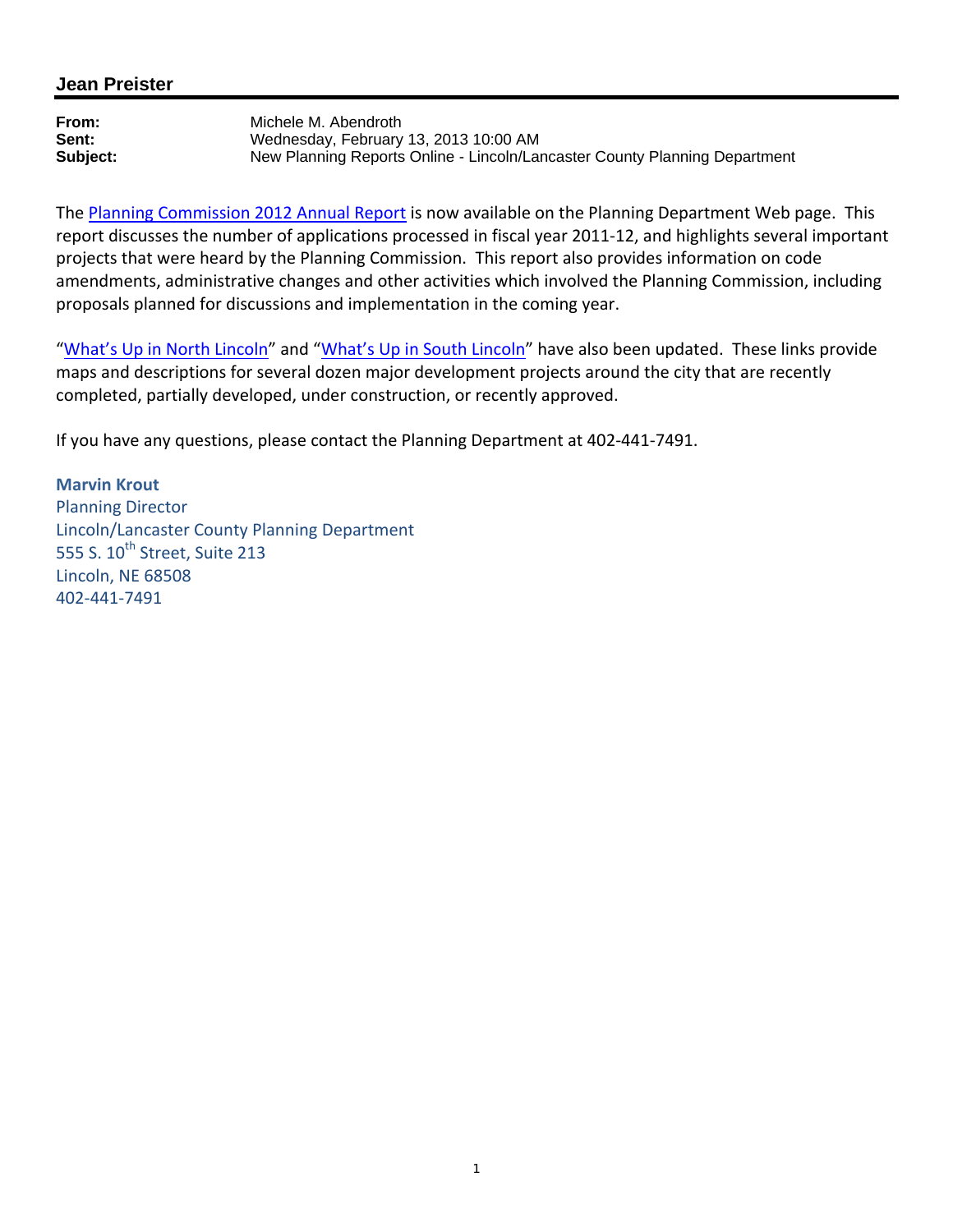**Jean Preister**

**From:** Michele M. Abendroth
**Sent:** Wednesday, February 13, 2013 10:00 AM
**Subject:** New Planning Reports Online - Lincoln/Lancaster County Planning Department

The Planning Commission 2012 Annual Report is now available on the Planning Department Web page. This report discusses the number of applications processed in fiscal year 2011-12, and highlights several important projects that were heard by the Planning Commission. This report also provides information on code amendments, administrative changes and other activities which involved the Planning Commission, including proposals planned for discussions and implementation in the coming year.

"What's Up in North Lincoln" and "What's Up in South Lincoln" have also been updated. These links provide maps and descriptions for several dozen major development projects around the city that are recently completed, partially developed, under construction, or recently approved.

If you have any questions, please contact the Planning Department at 402-441-7491.

**Marvin Krout**
Planning Director
Lincoln/Lancaster County Planning Department
555 S. 10th Street, Suite 213
Lincoln, NE 68508
402-441-7491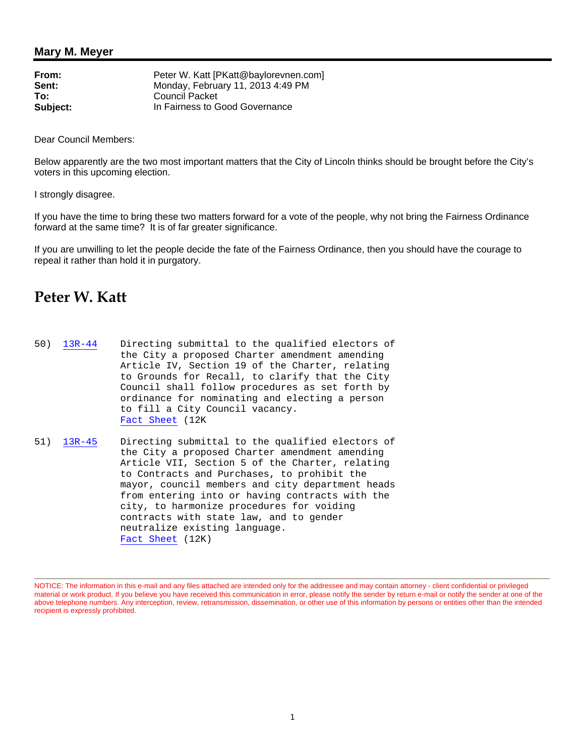## Mary M. Meyer

**From:** Peter W. Katt [PKatt@baylorevnen.com]
**Sent:** Monday, February 11, 2013 4:49 PM
**To:** Council Packet
**Subject:** In Fairness to Good Governance

Dear Council Members:

Below apparently are the two most important matters that the City of Lincoln thinks should be brought before the City's voters in this upcoming election.

I strongly disagree.

If you have the time to bring these two matters forward for a vote of the people, why not bring the Fairness Ordinance forward at the same time? It is of far greater significance.

If you are unwilling to let the people decide the fate of the Fairness Ordinance, then you should have the courage to repeal it rather than hold it in purgatory.

# Peter W. Katt

50) 13R-44 Directing submittal to the qualified electors of the City a proposed Charter amendment amending Article IV, Section 19 of the Charter, relating to Grounds for Recall, to clarify that the City Council shall follow procedures as set forth by ordinance for nominating and electing a person to fill a City Council vacancy.
Fact Sheet (12K

51) 13R-45 Directing submittal to the qualified electors of the City a proposed Charter amendment amending Article VII, Section 5 of the Charter, relating to Contracts and Purchases, to prohibit the mayor, council members and city department heads from entering into or having contracts with the city, to harmonize procedures for voiding contracts with state law, and to gender neutralize existing language.
Fact Sheet (12K)

---

NOTICE: The information in this e-mail and any files attached are intended only for the addressee and may contain attorney - client confidential or privileged material or work product. If you believe you have received this communication in error, please notify the sender by return e-mail or notify the sender at one of the above telephone numbers. Any interception, review, retransmission, dissemination, or other use of this information by persons or entities other than the intended recipient is expressly prohibited.